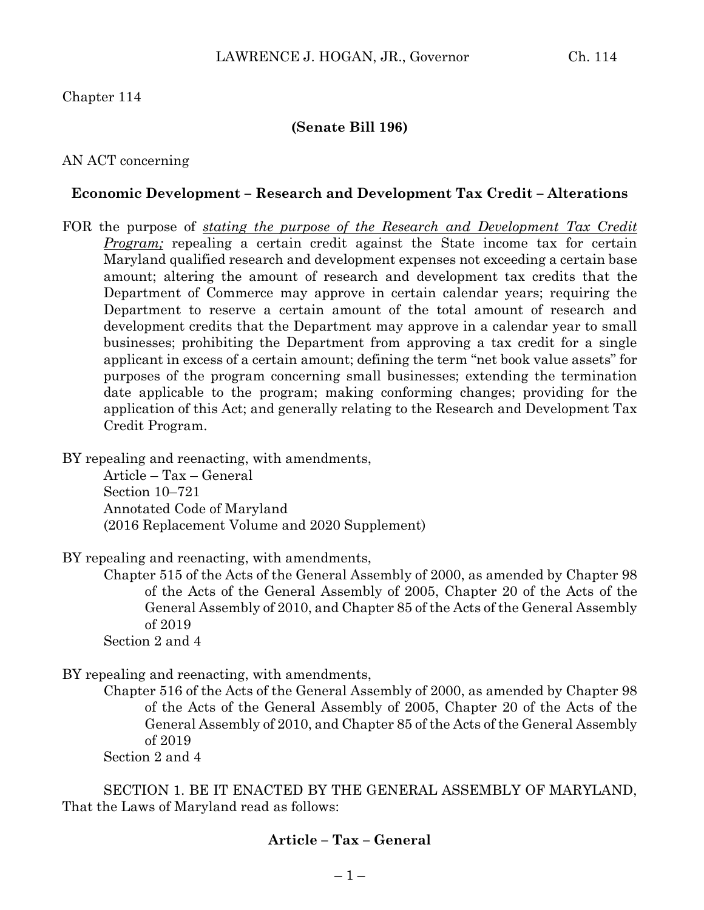Chapter 114

**(Senate Bill 196)**

AN ACT concerning

**Economic Development – Research and Development Tax Credit – Alterations**

FOR the purpose of <u>*stating the purpose of the Research and Development Tax Credit Program;*</u> repealing a certain credit against the State income tax for certain Maryland qualified research and development expenses not exceeding a certain base amount; altering the amount of research and development tax credits that the Department of Commerce may approve in certain calendar years; requiring the Department to reserve a certain amount of the total amount of research and development credits that the Department may approve in a calendar year to small businesses; prohibiting the Department from approving a tax credit for a single applicant in excess of a certain amount; defining the term "net book value assets" for purposes of the program concerning small businesses; extending the termination date applicable to the program; making conforming changes; providing for the application of this Act; and generally relating to the Research and Development Tax Credit Program.

BY repealing and reenacting, with amendments,
Article – Tax – General
Section 10–721
Annotated Code of Maryland
(2016 Replacement Volume and 2020 Supplement)

BY repealing and reenacting, with amendments,
Chapter 515 of the Acts of the General Assembly of 2000, as amended by Chapter 98 of the Acts of the General Assembly of 2005, Chapter 20 of the Acts of the General Assembly of 2010, and Chapter 85 of the Acts of the General Assembly of 2019
Section 2 and 4

BY repealing and reenacting, with amendments,
Chapter 516 of the Acts of the General Assembly of 2000, as amended by Chapter 98 of the Acts of the General Assembly of 2005, Chapter 20 of the Acts of the General Assembly of 2010, and Chapter 85 of the Acts of the General Assembly of 2019
Section 2 and 4

SECTION 1. BE IT ENACTED BY THE GENERAL ASSEMBLY OF MARYLAND, That the Laws of Maryland read as follows:

**Article – Tax – General**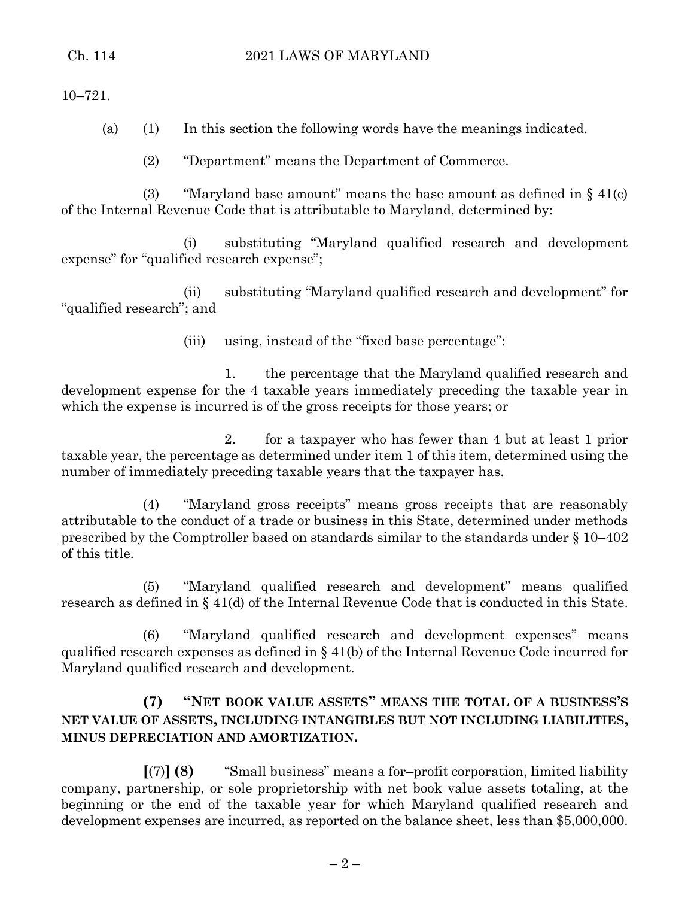10–721.

(a) (1) In this section the following words have the meanings indicated.

(2) "Department" means the Department of Commerce.

(3) "Maryland base amount" means the base amount as defined in § 41(c) of the Internal Revenue Code that is attributable to Maryland, determined by:

(i) substituting "Maryland qualified research and development expense" for "qualified research expense";

(ii) substituting "Maryland qualified research and development" for "qualified research"; and

(iii) using, instead of the "fixed base percentage":

1. the percentage that the Maryland qualified research and development expense for the 4 taxable years immediately preceding the taxable year in which the expense is incurred is of the gross receipts for those years; or

2. for a taxpayer who has fewer than 4 but at least 1 prior taxable year, the percentage as determined under item 1 of this item, determined using the number of immediately preceding taxable years that the taxpayer has.

(4) "Maryland gross receipts" means gross receipts that are reasonably attributable to the conduct of a trade or business in this State, determined under methods prescribed by the Comptroller based on standards similar to the standards under § 10–402 of this title.

(5) "Maryland qualified research and development" means qualified research as defined in § 41(d) of the Internal Revenue Code that is conducted in this State.

(6) "Maryland qualified research and development expenses" means qualified research expenses as defined in § 41(b) of the Internal Revenue Code incurred for Maryland qualified research and development.

**(7) "NET BOOK VALUE ASSETS" MEANS THE TOTAL OF A BUSINESS'S NET VALUE OF ASSETS, INCLUDING INTANGIBLES BUT NOT INCLUDING LIABILITIES, MINUS DEPRECIATION AND AMORTIZATION.**

**[**(7)**] (8)** "Small business" means a for–profit corporation, limited liability company, partnership, or sole proprietorship with net book value assets totaling, at the beginning or the end of the taxable year for which Maryland qualified research and development expenses are incurred, as reported on the balance sheet, less than $5,000,000.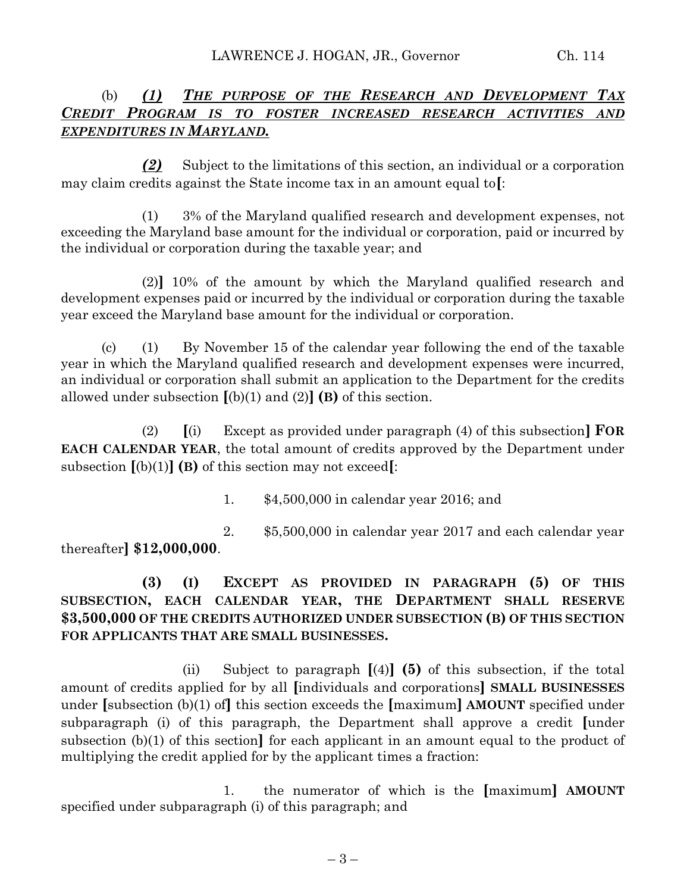(b) ***(1) THE PURPOSE OF THE RESEARCH AND DEVELOPMENT TAX CREDIT PROGRAM IS TO FOSTER INCREASED RESEARCH ACTIVITIES AND EXPENDITURES IN MARYLAND.***

***(2)*** Subject to the limitations of this section, an individual or a corporation may claim credits against the State income tax in an amount equal to**[**:

(1) 3% of the Maryland qualified research and development expenses, not exceeding the Maryland base amount for the individual or corporation, paid or incurred by the individual or corporation during the taxable year; and

(2)**]** 10% of the amount by which the Maryland qualified research and development expenses paid or incurred by the individual or corporation during the taxable year exceed the Maryland base amount for the individual or corporation.

(c) (1) By November 15 of the calendar year following the end of the taxable year in which the Maryland qualified research and development expenses were incurred, an individual or corporation shall submit an application to the Department for the credits allowed under subsection **[**(b)(1) and (2)**] (B)** of this section.

(2) **[**(i) Except as provided under paragraph (4) of this subsection**] FOR EACH CALENDAR YEAR**, the total amount of credits approved by the Department under subsection **[**(b)(1)**] (B)** of this section may not exceed**[**:

1. $4,500,000 in calendar year 2016; and

2. $5,500,000 in calendar year 2017 and each calendar year thereafter**] $12,000,000**.

**(3) (I) EXCEPT AS PROVIDED IN PARAGRAPH (5) OF THIS SUBSECTION, EACH CALENDAR YEAR, THE DEPARTMENT SHALL RESERVE $3,500,000 OF THE CREDITS AUTHORIZED UNDER SUBSECTION (B) OF THIS SECTION FOR APPLICANTS THAT ARE SMALL BUSINESSES.**

(ii) Subject to paragraph **[**(4)**] (5)** of this subsection, if the total amount of credits applied for by all **[**individuals and corporations**] SMALL BUSINESSES** under **[**subsection (b)(1) of**]** this section exceeds the **[**maximum**] AMOUNT** specified under subparagraph (i) of this paragraph, the Department shall approve a credit **[**under subsection (b)(1) of this section**]** for each applicant in an amount equal to the product of multiplying the credit applied for by the applicant times a fraction:

1. the numerator of which is the **[**maximum**] AMOUNT** specified under subparagraph (i) of this paragraph; and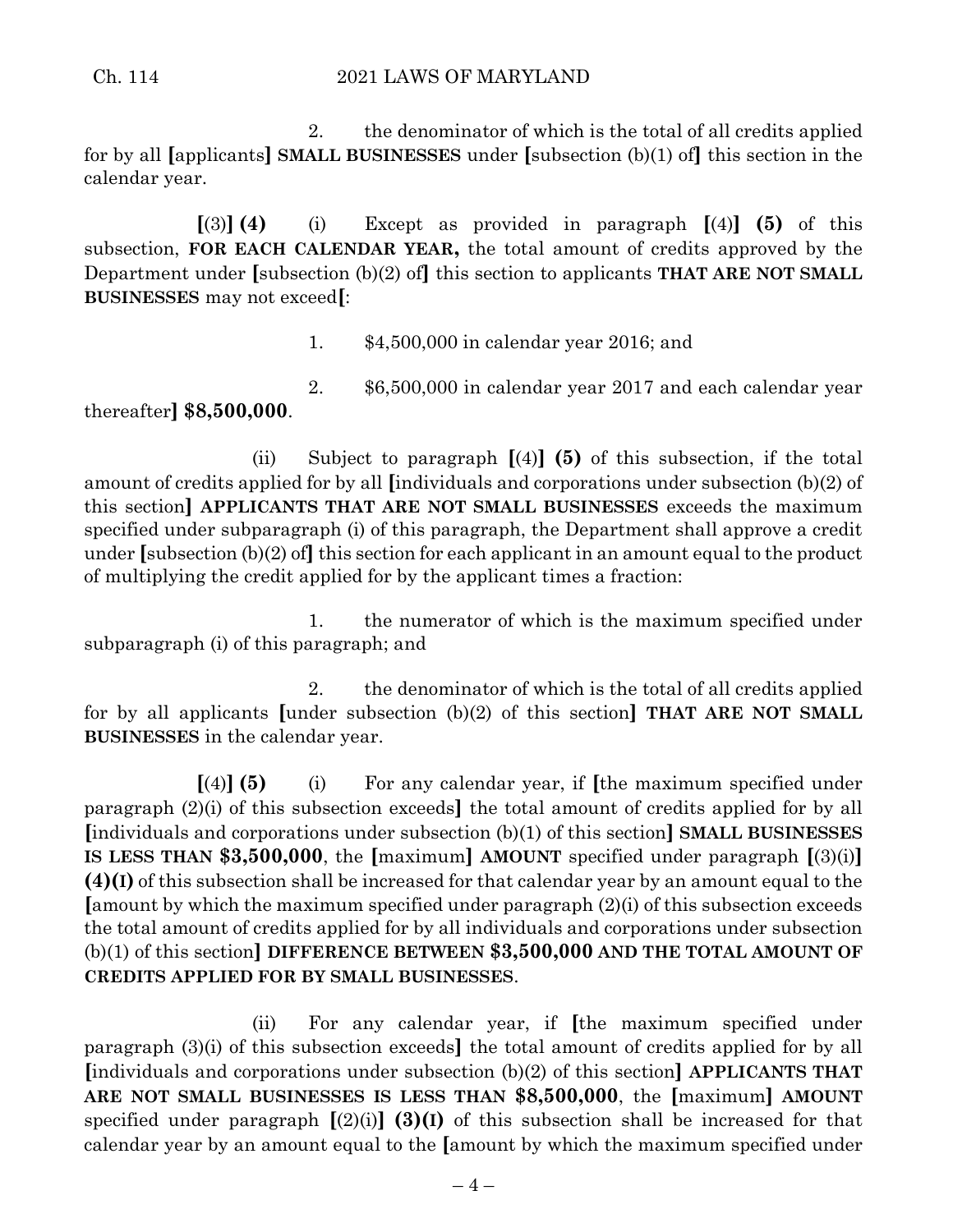2. the denominator of which is the total of all credits applied for by all [applicants] **SMALL BUSINESSES** under [subsection (b)(1) of] this section in the calendar year.

[(3)] **(4)** (i) Except as provided in paragraph [(4)] **(5)** of this subsection, **FOR EACH CALENDAR YEAR,** the total amount of credits approved by the Department under [subsection (b)(2) of] this section to applicants **THAT ARE NOT SMALL BUSINESSES** may not exceed[:

1. $4,500,000 in calendar year 2016; and

2. $6,500,000 in calendar year 2017 and each calendar year thereafter] **$8,500,000**.

(ii) Subject to paragraph [(4)] **(5)** of this subsection, if the total amount of credits applied for by all [individuals and corporations under subsection (b)(2) of this section] **APPLICANTS THAT ARE NOT SMALL BUSINESSES** exceeds the maximum specified under subparagraph (i) of this paragraph, the Department shall approve a credit under [subsection (b)(2) of] this section for each applicant in an amount equal to the product of multiplying the credit applied for by the applicant times a fraction:

1. the numerator of which is the maximum specified under subparagraph (i) of this paragraph; and

2. the denominator of which is the total of all credits applied for by all applicants [under subsection (b)(2) of this section] **THAT ARE NOT SMALL BUSINESSES** in the calendar year.

[(4)] **(5)** (i) For any calendar year, if [the maximum specified under paragraph (2)(i) of this subsection exceeds] the total amount of credits applied for by all [individuals and corporations under subsection (b)(1) of this section] **SMALL BUSINESSES IS LESS THAN $3,500,000**, the [maximum] **AMOUNT** specified under paragraph [(3)(i)] **(4)(I)** of this subsection shall be increased for that calendar year by an amount equal to the [amount by which the maximum specified under paragraph (2)(i) of this subsection exceeds the total amount of credits applied for by all individuals and corporations under subsection (b)(1) of this section] **DIFFERENCE BETWEEN $3,500,000 AND THE TOTAL AMOUNT OF CREDITS APPLIED FOR BY SMALL BUSINESSES**.

(ii) For any calendar year, if [the maximum specified under paragraph (3)(i) of this subsection exceeds] the total amount of credits applied for by all [individuals and corporations under subsection (b)(2) of this section] **APPLICANTS THAT ARE NOT SMALL BUSINESSES IS LESS THAN $8,500,000**, the [maximum] **AMOUNT** specified under paragraph [(2)(i)] **(3)(I)** of this subsection shall be increased for that calendar year by an amount equal to the [amount by which the maximum specified under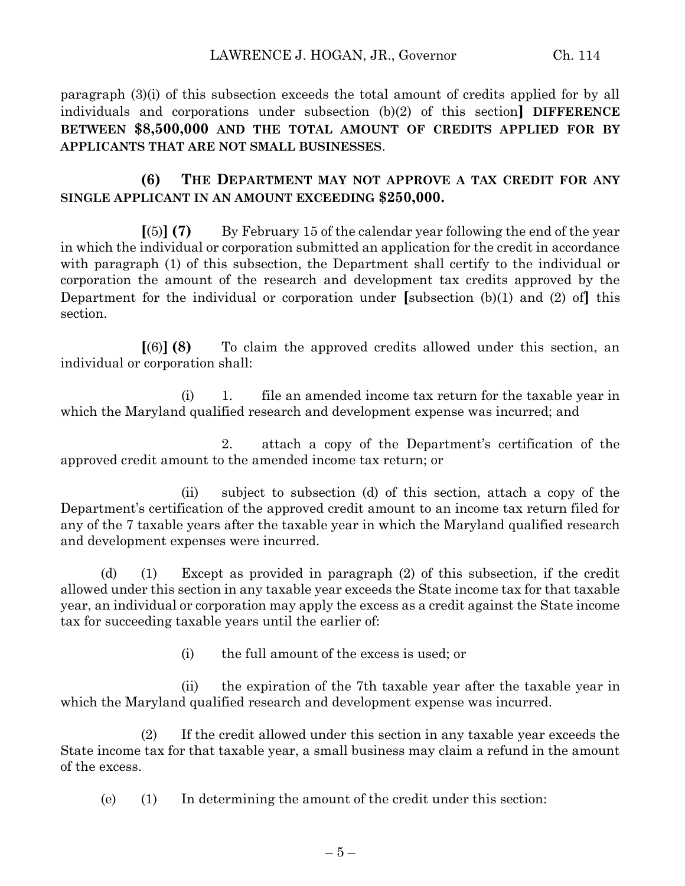paragraph (3)(i) of this subsection exceeds the total amount of credits applied for by all individuals and corporations under subsection (b)(2) of this section] **DIFFERENCE BETWEEN $8,500,000 AND THE TOTAL AMOUNT OF CREDITS APPLIED FOR BY APPLICANTS THAT ARE NOT SMALL BUSINESSES**.

**(6) THE DEPARTMENT MAY NOT APPROVE A TAX CREDIT FOR ANY SINGLE APPLICANT IN AN AMOUNT EXCEEDING $250,000.**

**[**(5)**] (7)** By February 15 of the calendar year following the end of the year in which the individual or corporation submitted an application for the credit in accordance with paragraph (1) of this subsection, the Department shall certify to the individual or corporation the amount of the research and development tax credits approved by the Department for the individual or corporation under **[**subsection (b)(1) and (2) of**]** this section.

**[**(6)**] (8)** To claim the approved credits allowed under this section, an individual or corporation shall:

(i) 1. file an amended income tax return for the taxable year in which the Maryland qualified research and development expense was incurred; and

2. attach a copy of the Department's certification of the approved credit amount to the amended income tax return; or

(ii) subject to subsection (d) of this section, attach a copy of the Department's certification of the approved credit amount to an income tax return filed for any of the 7 taxable years after the taxable year in which the Maryland qualified research and development expenses were incurred.

(d) (1) Except as provided in paragraph (2) of this subsection, if the credit allowed under this section in any taxable year exceeds the State income tax for that taxable year, an individual or corporation may apply the excess as a credit against the State income tax for succeeding taxable years until the earlier of:

(i) the full amount of the excess is used; or

(ii) the expiration of the 7th taxable year after the taxable year in which the Maryland qualified research and development expense was incurred.

(2) If the credit allowed under this section in any taxable year exceeds the State income tax for that taxable year, a small business may claim a refund in the amount of the excess.

(e) (1) In determining the amount of the credit under this section: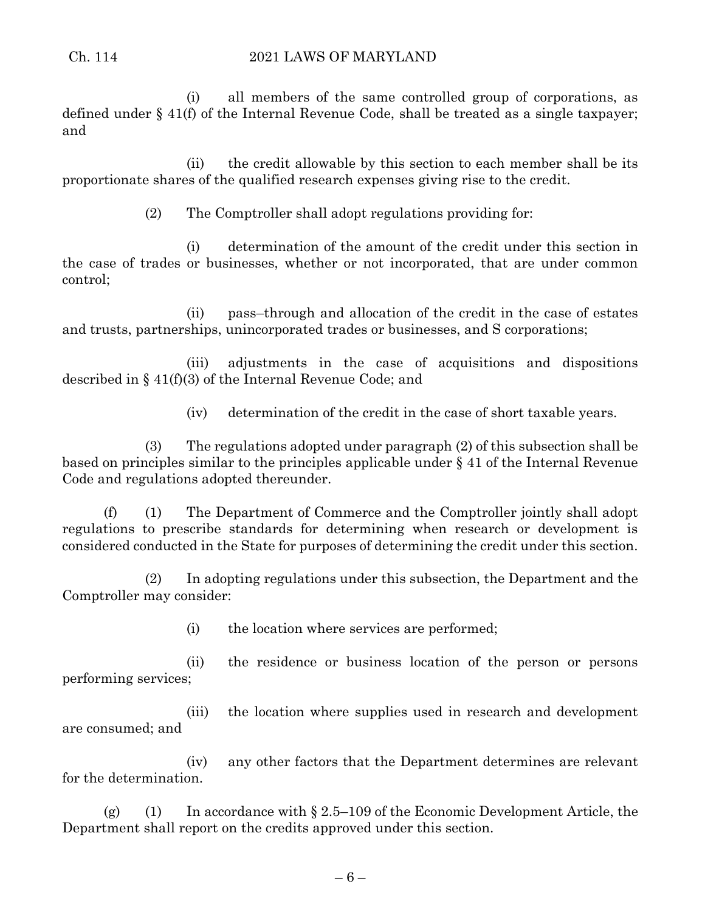(i) all members of the same controlled group of corporations, as defined under § 41(f) of the Internal Revenue Code, shall be treated as a single taxpayer; and

(ii) the credit allowable by this section to each member shall be its proportionate shares of the qualified research expenses giving rise to the credit.

(2) The Comptroller shall adopt regulations providing for:

(i) determination of the amount of the credit under this section in the case of trades or businesses, whether or not incorporated, that are under common control;

(ii) pass–through and allocation of the credit in the case of estates and trusts, partnerships, unincorporated trades or businesses, and S corporations;

(iii) adjustments in the case of acquisitions and dispositions described in § 41(f)(3) of the Internal Revenue Code; and

(iv) determination of the credit in the case of short taxable years.

(3) The regulations adopted under paragraph (2) of this subsection shall be based on principles similar to the principles applicable under § 41 of the Internal Revenue Code and regulations adopted thereunder.

(f) (1) The Department of Commerce and the Comptroller jointly shall adopt regulations to prescribe standards for determining when research or development is considered conducted in the State for purposes of determining the credit under this section.

(2) In adopting regulations under this subsection, the Department and the Comptroller may consider:

(i) the location where services are performed;

(ii) the residence or business location of the person or persons performing services;

(iii) the location where supplies used in research and development are consumed; and

(iv) any other factors that the Department determines are relevant for the determination.

(g) (1) In accordance with § 2.5–109 of the Economic Development Article, the Department shall report on the credits approved under this section.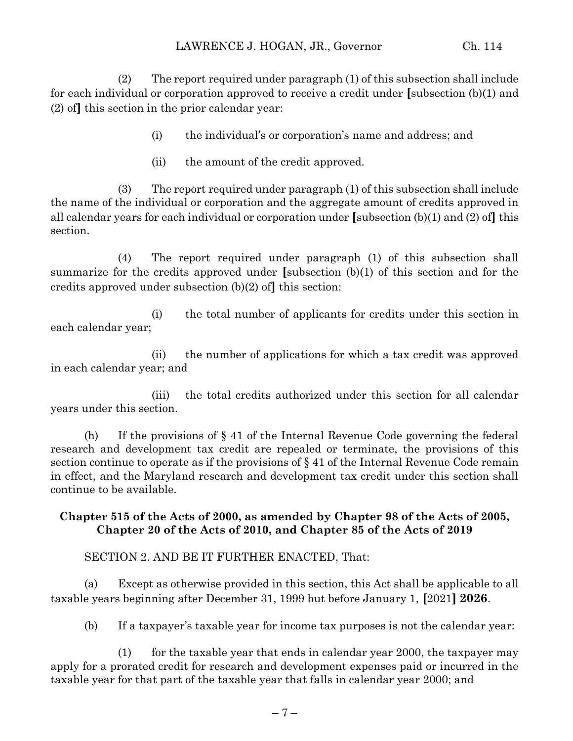(2) The report required under paragraph (1) of this subsection shall include for each individual or corporation approved to receive a credit under **[**subsection (b)(1) and (2) of**]** this section in the prior calendar year:

(i) the individual's or corporation's name and address; and

(ii) the amount of the credit approved.

(3) The report required under paragraph (1) of this subsection shall include the name of the individual or corporation and the aggregate amount of credits approved in all calendar years for each individual or corporation under **[**subsection (b)(1) and (2) of**]** this section.

(4) The report required under paragraph (1) of this subsection shall summarize for the credits approved under **[**subsection (b)(1) of this section and for the credits approved under subsection (b)(2) of**]** this section:

(i) the total number of applicants for credits under this section in each calendar year;

(ii) the number of applications for which a tax credit was approved in each calendar year; and

(iii) the total credits authorized under this section for all calendar years under this section.

(h) If the provisions of § 41 of the Internal Revenue Code governing the federal research and development tax credit are repealed or terminate, the provisions of this section continue to operate as if the provisions of § 41 of the Internal Revenue Code remain in effect, and the Maryland research and development tax credit under this section shall continue to be available.

**Chapter 515 of the Acts of 2000, as amended by Chapter 98 of the Acts of 2005, Chapter 20 of the Acts of 2010, and Chapter 85 of the Acts of 2019**

SECTION 2. AND BE IT FURTHER ENACTED, That:

(a) Except as otherwise provided in this section, this Act shall be applicable to all taxable years beginning after December 31, 1999 but before January 1, **[**2021**]** **2026**.

(b) If a taxpayer's taxable year for income tax purposes is not the calendar year:

(1) for the taxable year that ends in calendar year 2000, the taxpayer may apply for a prorated credit for research and development expenses paid or incurred in the taxable year for that part of the taxable year that falls in calendar year 2000; and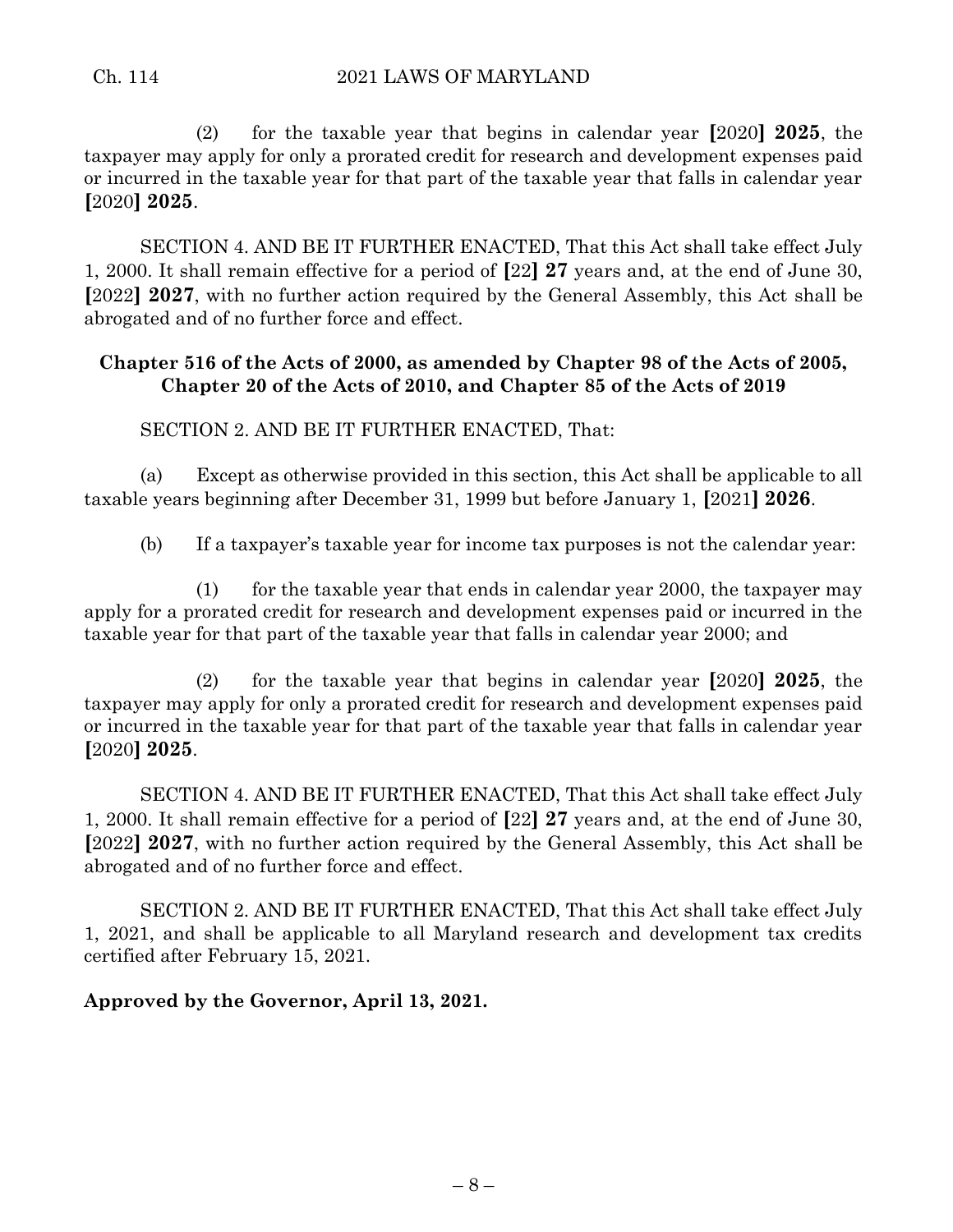(2) for the taxable year that begins in calendar year **[**2020**] 2025**, the taxpayer may apply for only a prorated credit for research and development expenses paid or incurred in the taxable year for that part of the taxable year that falls in calendar year **[**2020**] 2025**.

SECTION 4. AND BE IT FURTHER ENACTED, That this Act shall take effect July 1, 2000. It shall remain effective for a period of **[**22**] 27** years and, at the end of June 30, **[**2022**] 2027**, with no further action required by the General Assembly, this Act shall be abrogated and of no further force and effect.

**Chapter 516 of the Acts of 2000, as amended by Chapter 98 of the Acts of 2005, Chapter 20 of the Acts of 2010, and Chapter 85 of the Acts of 2019**

SECTION 2. AND BE IT FURTHER ENACTED, That:

(a) Except as otherwise provided in this section, this Act shall be applicable to all taxable years beginning after December 31, 1999 but before January 1, **[**2021**] 2026**.

(b) If a taxpayer's taxable year for income tax purposes is not the calendar year:

(1) for the taxable year that ends in calendar year 2000, the taxpayer may apply for a prorated credit for research and development expenses paid or incurred in the taxable year for that part of the taxable year that falls in calendar year 2000; and

(2) for the taxable year that begins in calendar year **[**2020**] 2025**, the taxpayer may apply for only a prorated credit for research and development expenses paid or incurred in the taxable year for that part of the taxable year that falls in calendar year **[**2020**] 2025**.

SECTION 4. AND BE IT FURTHER ENACTED, That this Act shall take effect July 1, 2000. It shall remain effective for a period of **[**22**] 27** years and, at the end of June 30, **[**2022**] 2027**, with no further action required by the General Assembly, this Act shall be abrogated and of no further force and effect.

SECTION 2. AND BE IT FURTHER ENACTED, That this Act shall take effect July 1, 2021, and shall be applicable to all Maryland research and development tax credits certified after February 15, 2021.

**Approved by the Governor, April 13, 2021.**